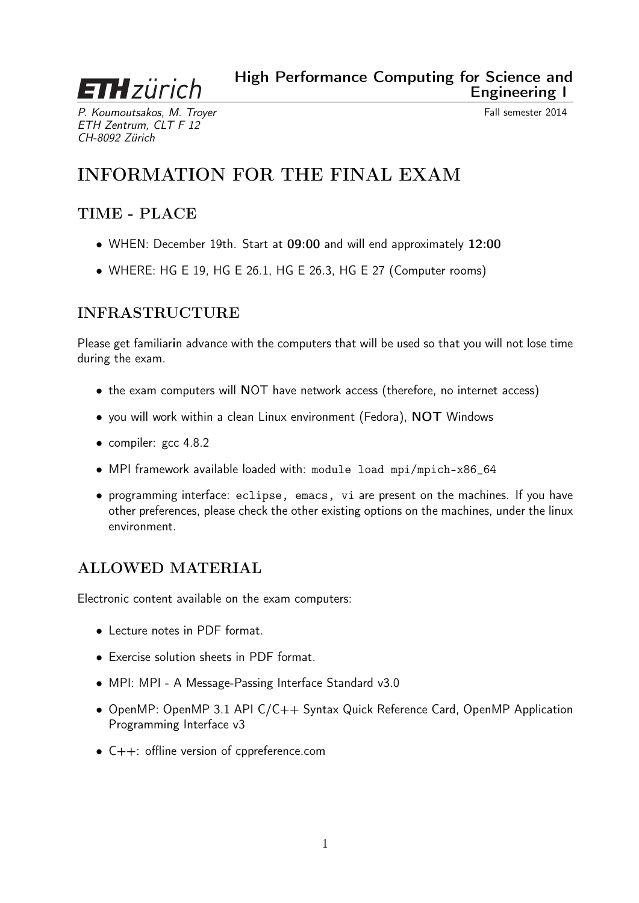ETH zürich

**High Performance Computing for Science and Engineering I**

*P. Koumoutsakos, M. Troyer*
*ETH Zentrum, CLT F 12*
*CH-8092 Zürich*

Fall semester 2014

# INFORMATION FOR THE FINAL EXAM

## TIME - PLACE

- WHEN: December 19th. Start at **09:00** and will end approximately **12:00**
- WHERE: HG E 19, HG E 26.1, HG E 26.3, HG E 27 (Computer rooms)

## INFRASTRUCTURE

Please get familiarin advance with the computers that will be used so that you will not lose time during the exam.

- the exam computers will **N**OT have network access (therefore, no internet access)
- you will work within a clean Linux environment (Fedora), **NOT** Windows
- compiler: gcc 4.8.2
- MPI framework available loaded with: `module load mpi/mpich-x86_64`
- programming interface: `eclipse, emacs, vi` are present on the machines. If you have other preferences, please check the other existing options on the machines, under the linux environment.

## ALLOWED MATERIAL

Electronic content available on the exam computers:

- Lecture notes in PDF format.
- Exercise solution sheets in PDF format.
- MPI: MPI - A Message-Passing Interface Standard v3.0
- OpenMP: OpenMP 3.1 API C/C++ Syntax Quick Reference Card, OpenMP Application Programming Interface v3
- C++: offline version of cppreference.com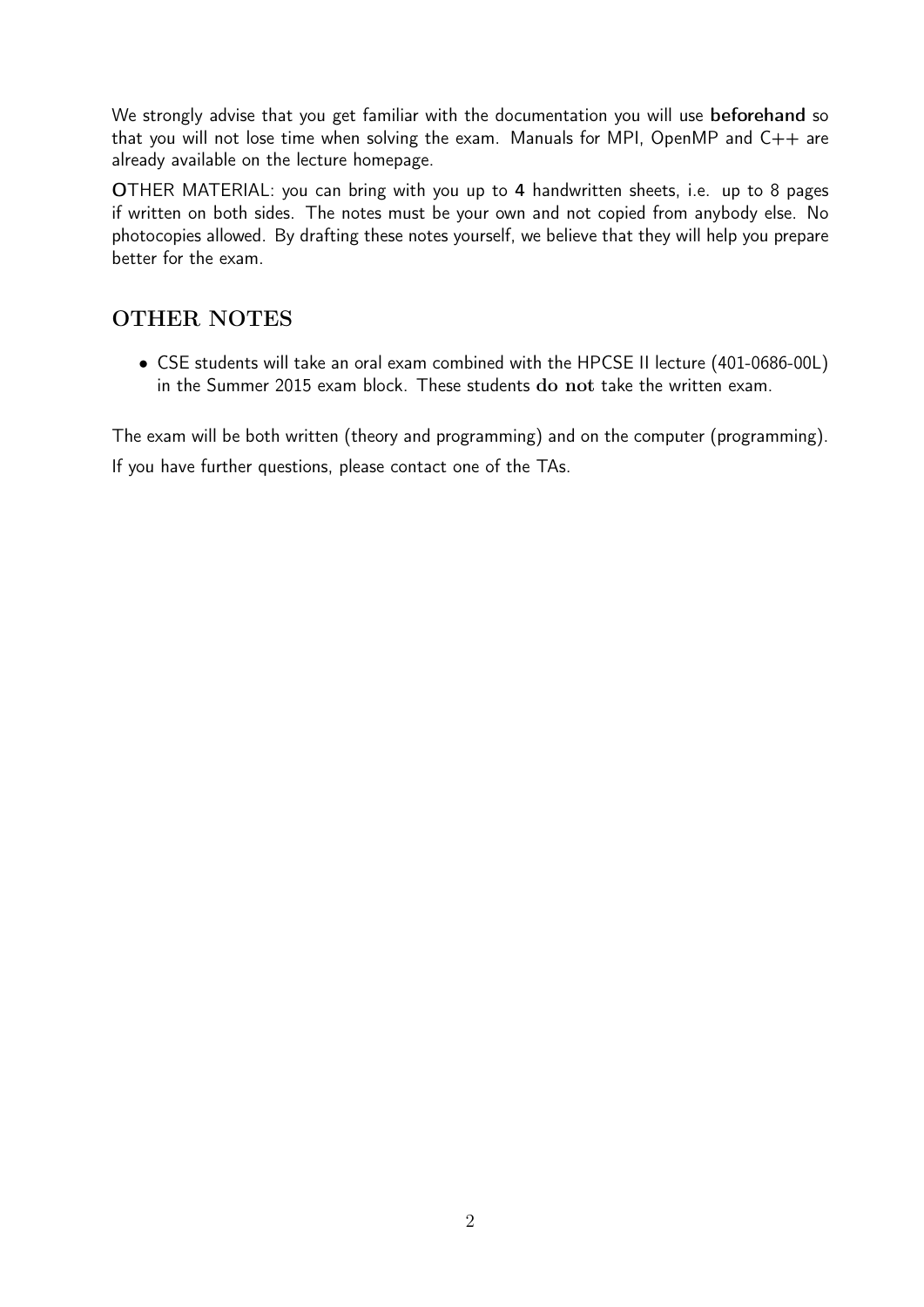We strongly advise that you get familiar with the documentation you will use **beforehand** so that you will not lose time when solving the exam. Manuals for MPI, OpenMP and C++ are already available on the lecture homepage.

**O**THER MATERIAL: you can bring with you up to **4** handwritten sheets, i.e. up to 8 pages if written on both sides. The notes must be your own and not copied from anybody else. No photocopies allowed. By drafting these notes yourself, we believe that they will help you prepare better for the exam.

## OTHER NOTES

- CSE students will take an oral exam combined with the HPCSE II lecture (401-0686-00L) in the Summer 2015 exam block. These students **do not** take the written exam.

The exam will be both written (theory and programming) and on the computer (programming).

If you have further questions, please contact one of the TAs.